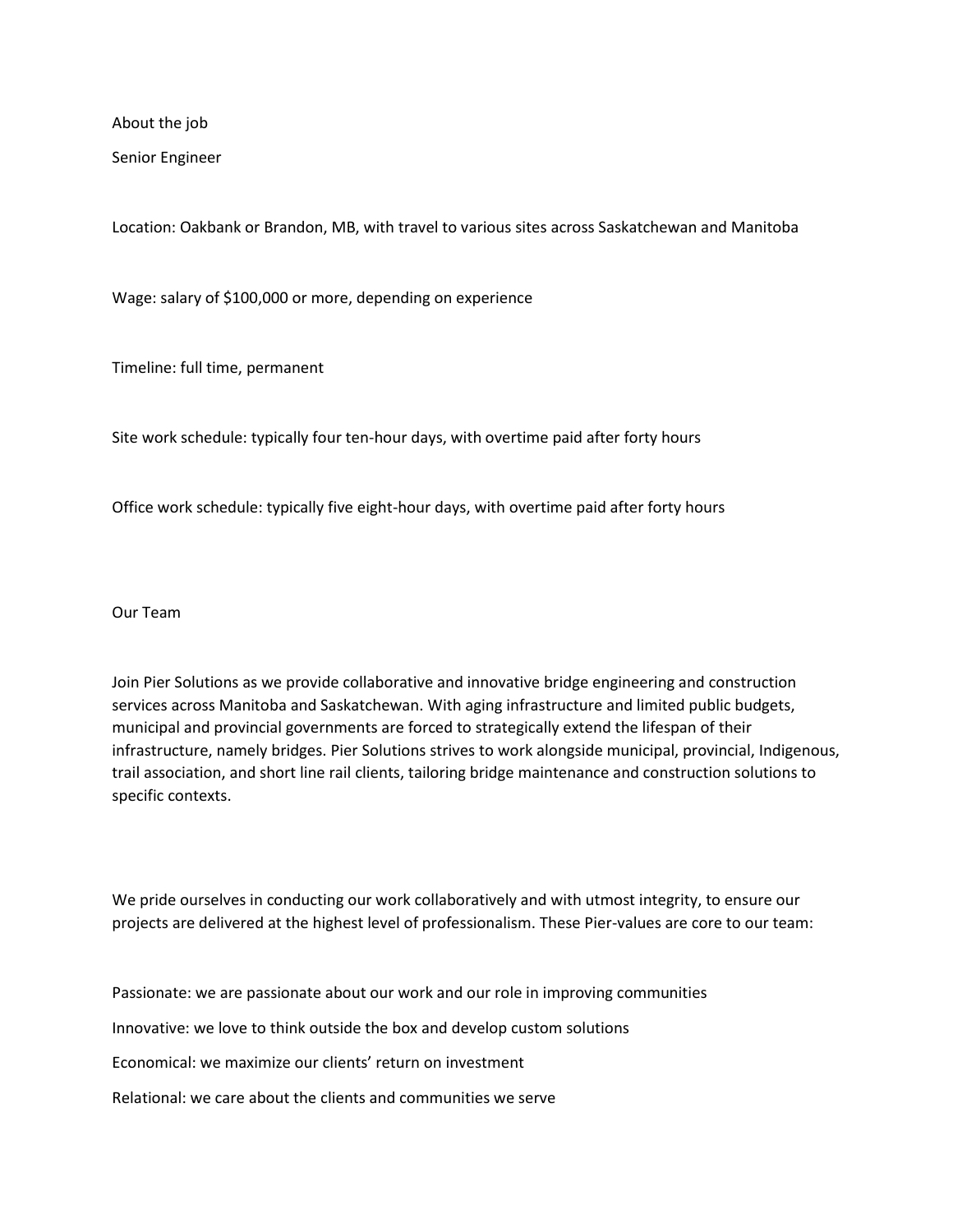## About the job

### Senior Engineer

Location: Oakbank or Brandon, MB, with travel to various sites across Saskatchewan and Manitoba

Wage: salary of $100,000 or more, depending on experience

Timeline: full time, permanent

Site work schedule: typically four ten-hour days, with overtime paid after forty hours

Office work schedule: typically five eight-hour days, with overtime paid after forty hours

## Our Team

Join Pier Solutions as we provide collaborative and innovative bridge engineering and construction services across Manitoba and Saskatchewan. With aging infrastructure and limited public budgets, municipal and provincial governments are forced to strategically extend the lifespan of their infrastructure, namely bridges. Pier Solutions strives to work alongside municipal, provincial, Indigenous, trail association, and short line rail clients, tailoring bridge maintenance and construction solutions to specific contexts.

We pride ourselves in conducting our work collaboratively and with utmost integrity, to ensure our projects are delivered at the highest level of professionalism. These Pier-values are core to our team:

Passionate: we are passionate about our work and our role in improving communities

Innovative: we love to think outside the box and develop custom solutions

Economical: we maximize our clients' return on investment

Relational: we care about the clients and communities we serve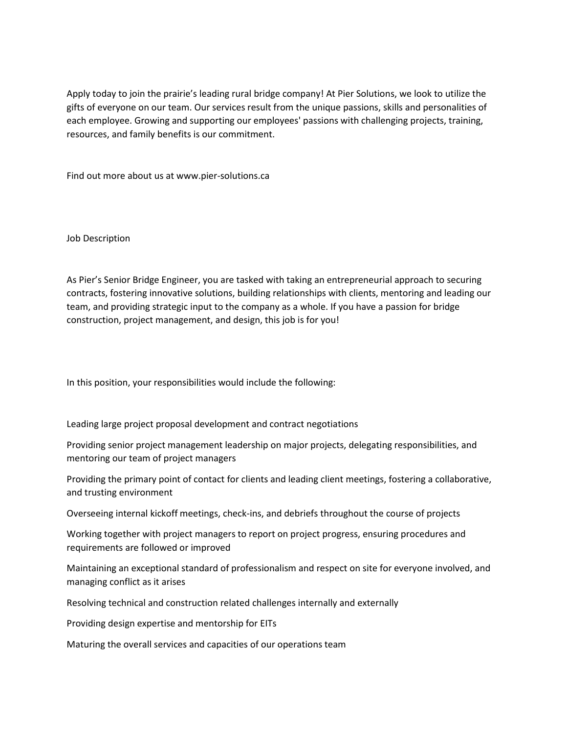Apply today to join the prairie's leading rural bridge company! At Pier Solutions, we look to utilize the gifts of everyone on our team. Our services result from the unique passions, skills and personalities of each employee. Growing and supporting our employees' passions with challenging projects, training, resources, and family benefits is our commitment.

Find out more about us at www.pier-solutions.ca

Job Description

As Pier's Senior Bridge Engineer, you are tasked with taking an entrepreneurial approach to securing contracts, fostering innovative solutions, building relationships with clients, mentoring and leading our team, and providing strategic input to the company as a whole. If you have a passion for bridge construction, project management, and design, this job is for you!

In this position, your responsibilities would include the following:

Leading large project proposal development and contract negotiations

Providing senior project management leadership on major projects, delegating responsibilities, and mentoring our team of project managers

Providing the primary point of contact for clients and leading client meetings, fostering a collaborative, and trusting environment

Overseeing internal kickoff meetings, check-ins, and debriefs throughout the course of projects

Working together with project managers to report on project progress, ensuring procedures and requirements are followed or improved

Maintaining an exceptional standard of professionalism and respect on site for everyone involved, and managing conflict as it arises

Resolving technical and construction related challenges internally and externally

Providing design expertise and mentorship for EITs

Maturing the overall services and capacities of our operations team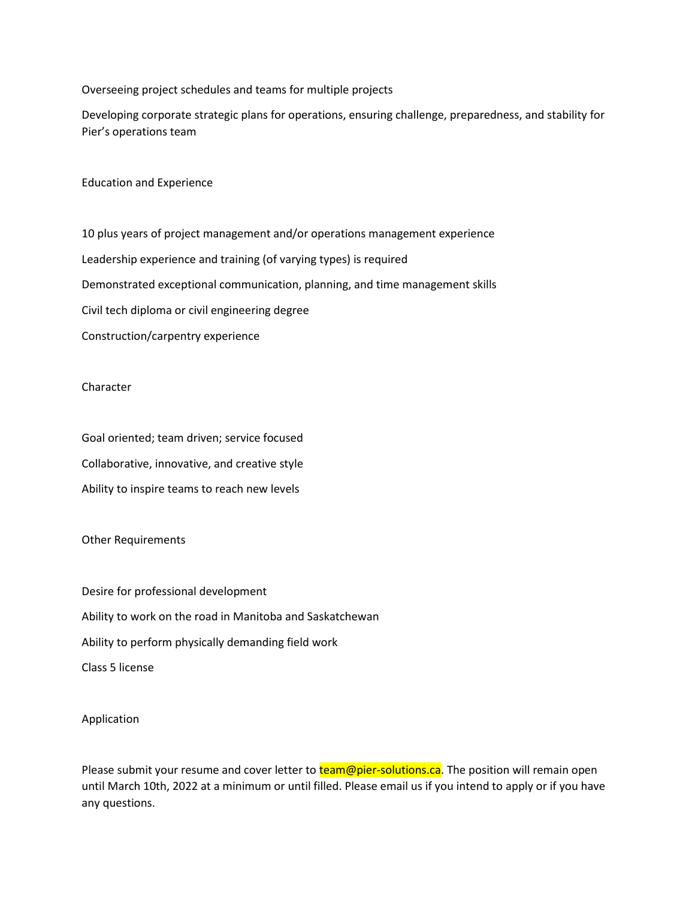Overseeing project schedules and teams for multiple projects

Developing corporate strategic plans for operations, ensuring challenge, preparedness, and stability for Pier's operations team

## Education and Experience

- 10 plus years of project management and/or operations management experience
- Leadership experience and training (of varying types) is required
- Demonstrated exceptional communication, planning, and time management skills
- Civil tech diploma or civil engineering degree
- Construction/carpentry experience

## Character

- Goal oriented; team driven; service focused
- Collaborative, innovative, and creative style
- Ability to inspire teams to reach new levels

## Other Requirements

- Desire for professional development
- Ability to work on the road in Manitoba and Saskatchewan
- Ability to perform physically demanding field work
- Class 5 license

## Application

Please submit your resume and cover letter to team@pier-solutions.ca. The position will remain open until March 10th, 2022 at a minimum or until filled. Please email us if you intend to apply or if you have any questions.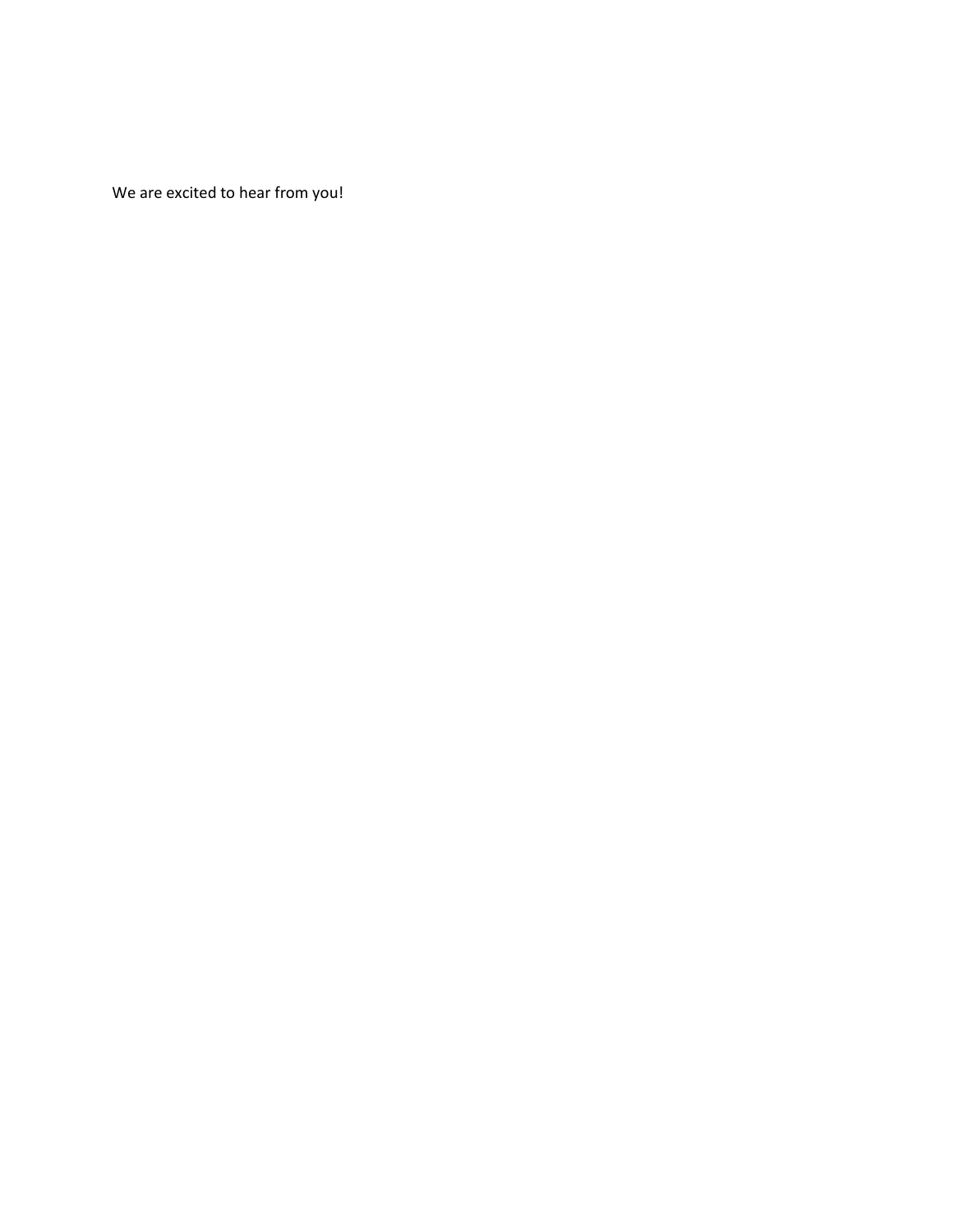We are excited to hear from you!